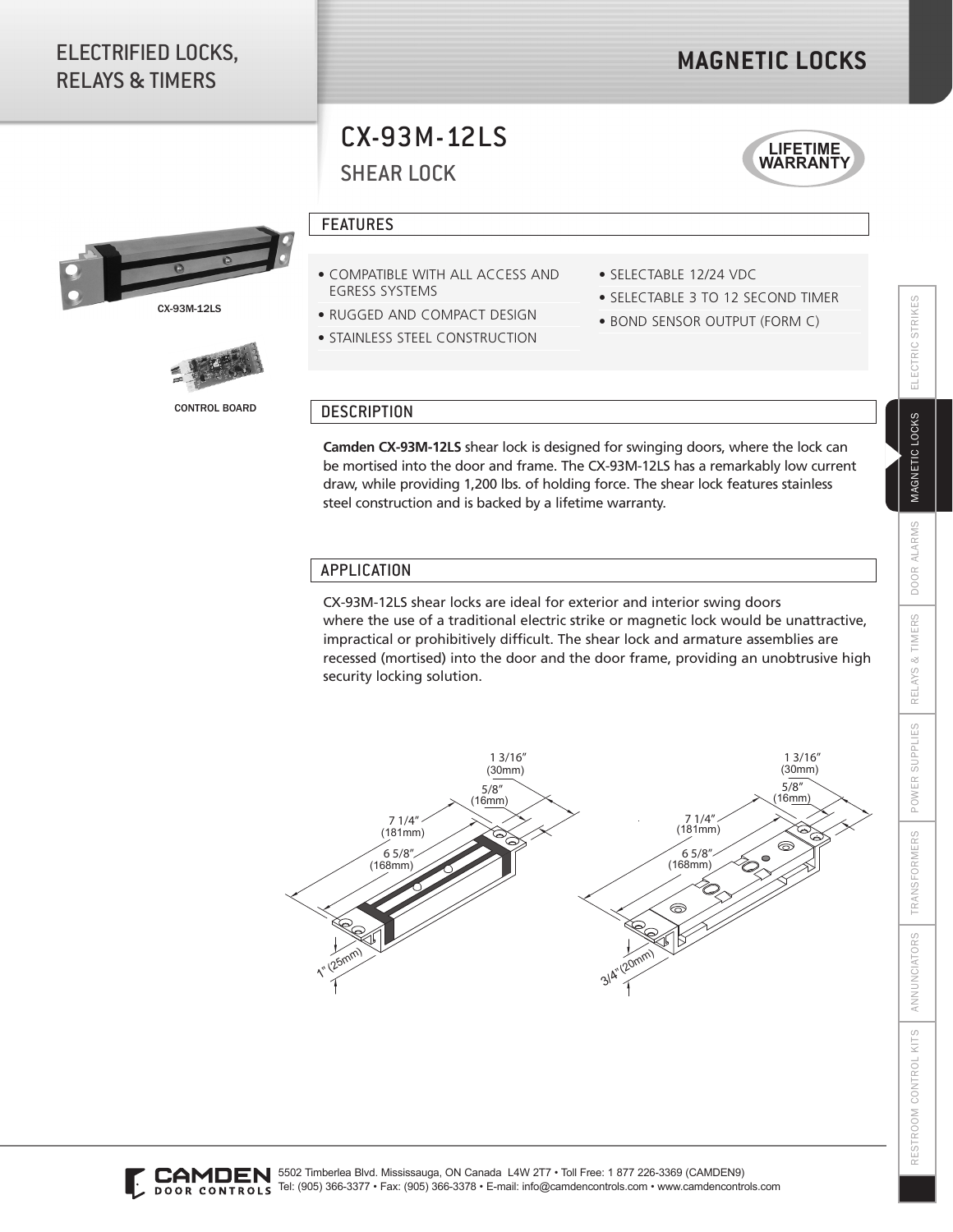# ELECTRIFIED LOCKS, RELAYS & TIMERS

# MAGNETIC LOCKS

## CX-93M-12LS

## SHEAR LOCK

LIFETIME WARRANTY

CX-93M-12LS

CONTROL BOARD

### FEATURES

- COMPATIBLE WITH ALL ACCESS AND EGRESS SYSTEMS
- RUGGED AND COMPACT DESIGN
- STAINLESS STEEL CONSTRUCTION
- SELECTABLE 12/24 VDC
- SELECTABLE 3 TO 12 SECOND TIMER
- BOND SENSOR OUTPUT (FORM C)

### DESCRIPTION

**Camden CX-93M-12LS** shear lock is designed for swinging doors, where the lock can be mortised into the door and frame. The CX-93M-12LS has a remarkably low current draw, while providing 1,200 lbs. of holding force. The shear lock features stainless steel construction and is backed by a lifetime warranty.

### APPLICATION

CX-93M-12LS shear locks are ideal for exterior and interior swing doors where the use of a traditional electric strike or magnetic lock would be unattractive, impractical or prohibitively difficult. The shear lock and armature assemblies are recessed (mortised) into the door and the door frame, providing an unobtrusive high security locking solution.

1 3/16" (30mm)
5/8" (16mm)
7 1/4" (181mm)
6 5/8" (168mm)
1" (25mm)

1 3/16" (30mm)
5/8" (16mm)
7 1/4" (181mm)
6 5/8" (168mm)
3/4" (20mm)

5502 Timberlea Blvd. Mississauga, ON Canada L4W 2T7 • Toll Free: 1 877 226-3369 (CAMDEN9)
Tel: (905) 366-3377 • Fax: (905) 366-3378 • E-mail: info@camdencontrols.com • www.camdencontrols.com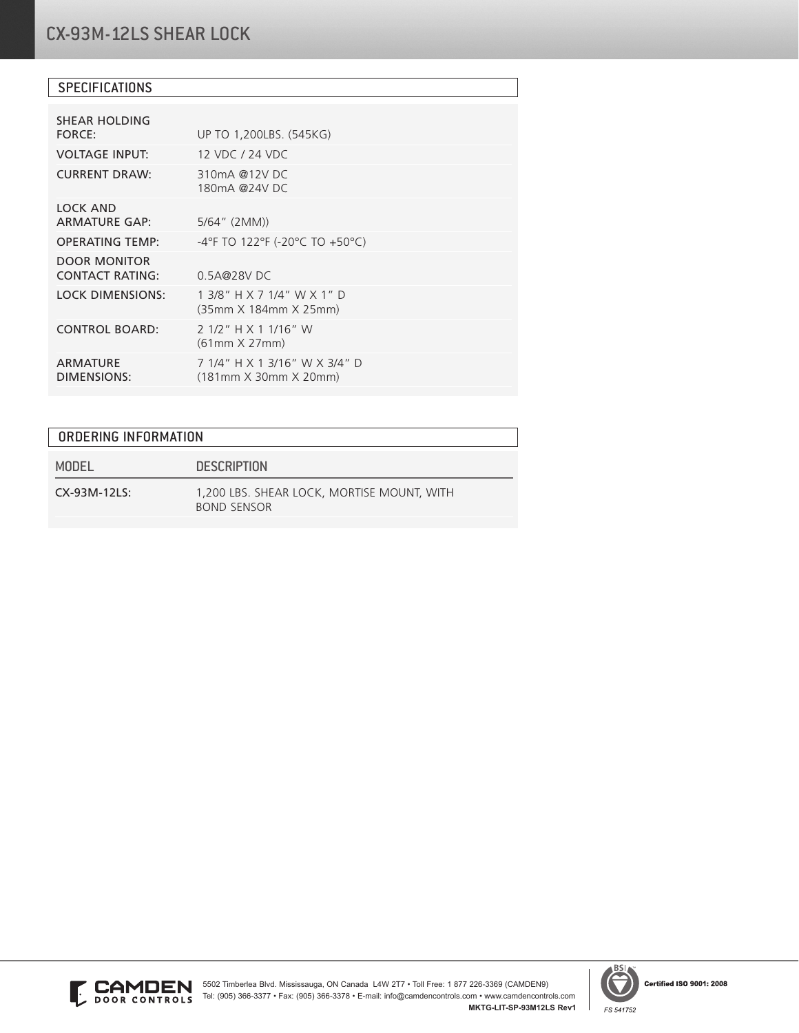# CX-93M-12LS SHEAR LOCK

## SPECIFICATIONS

| | |
|---|---|
| SHEAR HOLDING FORCE: | UP TO 1,200LBS. (545KG) |
| VOLTAGE INPUT: | 12 VDC / 24 VDC |
| CURRENT DRAW: | 310mA @12V DC<br>180mA @24V DC |
| LOCK AND ARMATURE GAP: | 5/64” (2MM)) |
| OPERATING TEMP: | -4°F TO 122°F (-20°C TO +50°C) |
| DOOR MONITOR CONTACT RATING: | 0.5A@28V DC |
| LOCK DIMENSIONS: | 1 3/8” H X 7 1/4” W X 1” D<br>(35mm X 184mm X 25mm) |
| CONTROL BOARD: | 2 1/2” H X 1 1/16” W<br>(61mm X 27mm) |
| ARMATURE DIMENSIONS: | 7 1/4” H X 1 3/16” W X 3/4” D<br>(181mm X 30mm X 20mm) |

## ORDERING INFORMATION

| MODEL | DESCRIPTION |
|---|---|
| CX-93M-12LS: | 1,200 LBS. SHEAR LOCK, MORTISE MOUNT, WITH BOND SENSOR |

CAMDEN DOOR CONTROLS

5502 Timberlea Blvd. Mississauga, ON Canada L4W 2T7 • Toll Free: 1 877 226-3369 (CAMDEN9)
Tel: (905) 366-3377 • Fax: (905) 366-3378 • E-mail: info@camdencontrols.com • www.camdencontrols.com

**MKTG-LIT-SP-93M12LS Rev1**

BSI **Certified ISO 9001: 2008**

FS 541752